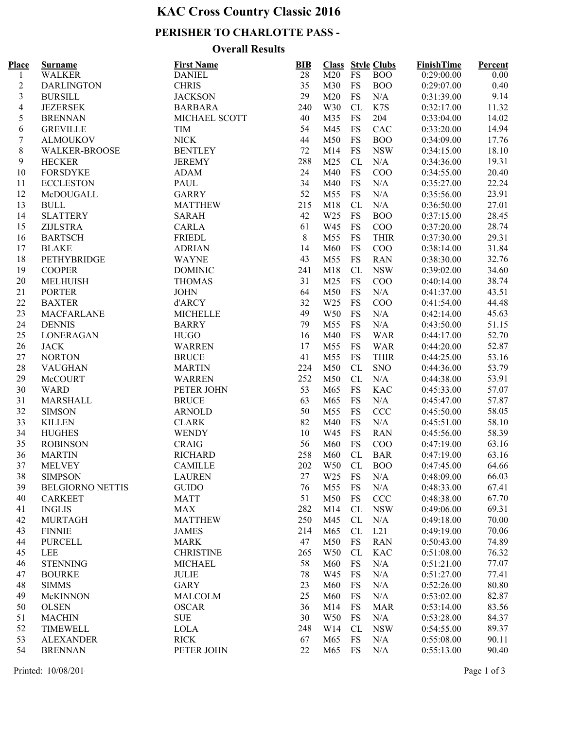# KAC Cross Country Classic 2016

## PERISHER TO CHARLOTTE PASS -

### Overall Results

| Place | Surname | First Name | BIB | Class | Style | Clubs | FinishTime | Percent |
|---|---|---|---|---|---|---|---|---|
| 1 | WALKER | DANIEL | 28 | M20 | FS | BOO | 0:29:00.00 | 0.00 |
| 2 | DARLINGTON | CHRIS | 35 | M30 | FS | BOO | 0:29:07.00 | 0.40 |
| 3 | BURSILL | JACKSON | 29 | M20 | FS | N/A | 0:31:39.00 | 9.14 |
| 4 | JEZERSEK | BARBARA | 240 | W30 | CL | K7S | 0:32:17.00 | 11.32 |
| 5 | BRENNAN | MICHAEL SCOTT | 40 | M35 | FS | 204 | 0:33:04.00 | 14.02 |
| 6 | GREVILLE | TIM | 54 | M45 | FS | CAC | 0:33:20.00 | 14.94 |
| 7 | ALMOUKOV | NICK | 44 | M50 | FS | BOO | 0:34:09.00 | 17.76 |
| 8 | WALKER-BROOSE | BENTLEY | 72 | M14 | FS | NSW | 0:34:15.00 | 18.10 |
| 9 | HECKER | JEREMY | 288 | M25 | CL | N/A | 0:34:36.00 | 19.31 |
| 10 | FORSDYKE | ADAM | 24 | M40 | FS | COO | 0:34:55.00 | 20.40 |
| 11 | ECCLESTON | PAUL | 34 | M40 | FS | N/A | 0:35:27.00 | 22.24 |
| 12 | McDOUGALL | GARRY | 52 | M55 | FS | N/A | 0:35:56.00 | 23.91 |
| 13 | BULL | MATTHEW | 215 | M18 | CL | N/A | 0:36:50.00 | 27.01 |
| 14 | SLATTERY | SARAH | 42 | W25 | FS | BOO | 0:37:15.00 | 28.45 |
| 15 | ZIJLSTRA | CARLA | 61 | W45 | FS | COO | 0:37:20.00 | 28.74 |
| 16 | BARTSCH | FRIEDL | 8 | M55 | FS | THIR | 0:37:30.00 | 29.31 |
| 17 | BLAKE | ADRIAN | 14 | M60 | FS | COO | 0:38:14.00 | 31.84 |
| 18 | PETHYBRIDGE | WAYNE | 43 | M55 | FS | RAN | 0:38:30.00 | 32.76 |
| 19 | COOPER | DOMINIC | 241 | M18 | CL | NSW | 0:39:02.00 | 34.60 |
| 20 | MELHUISH | THOMAS | 31 | M25 | FS | COO | 0:40:14.00 | 38.74 |
| 21 | PORTER | JOHN | 64 | M50 | FS | N/A | 0:41:37.00 | 43.51 |
| 22 | BAXTER | d'ARCY | 32 | W25 | FS | COO | 0:41:54.00 | 44.48 |
| 23 | MACFARLANE | MICHELLE | 49 | W50 | FS | N/A | 0:42:14.00 | 45.63 |
| 24 | DENNIS | BARRY | 79 | M55 | FS | N/A | 0:43:50.00 | 51.15 |
| 25 | LONERAGAN | HUGO | 16 | M40 | FS | WAR | 0:44:17.00 | 52.70 |
| 26 | JACK | WARREN | 17 | M55 | FS | WAR | 0:44:20.00 | 52.87 |
| 27 | NORTON | BRUCE | 41 | M55 | FS | THIR | 0:44:25.00 | 53.16 |
| 28 | VAUGHAN | MARTIN | 224 | M50 | CL | SNO | 0:44:36.00 | 53.79 |
| 29 | McCOURT | WARREN | 252 | M50 | CL | N/A | 0:44:38.00 | 53.91 |
| 30 | WARD | PETER JOHN | 53 | M65 | FS | KAC | 0:45:33.00 | 57.07 |
| 31 | MARSHALL | BRUCE | 63 | M65 | FS | N/A | 0:45:47.00 | 57.87 |
| 32 | SIMSON | ARNOLD | 50 | M55 | FS | CCC | 0:45:50.00 | 58.05 |
| 33 | KILLEN | CLARK | 82 | M40 | FS | N/A | 0:45:51.00 | 58.10 |
| 34 | HUGHES | WENDY | 10 | W45 | FS | RAN | 0:45:56.00 | 58.39 |
| 35 | ROBINSON | CRAIG | 56 | M60 | FS | COO | 0:47:19.00 | 63.16 |
| 36 | MARTIN | RICHARD | 258 | M60 | CL | BAR | 0:47:19.00 | 63.16 |
| 37 | MELVEY | CAMILLE | 202 | W50 | CL | BOO | 0:47:45.00 | 64.66 |
| 38 | SIMPSON | LAUREN | 27 | W25 | FS | N/A | 0:48:09.00 | 66.03 |
| 39 | BELGIORNO NETTIS | GUIDO | 76 | M55 | FS | N/A | 0:48:33.00 | 67.41 |
| 40 | CARKEET | MATT | 51 | M50 | FS | CCC | 0:48:38.00 | 67.70 |
| 41 | INGLIS | MAX | 282 | M14 | CL | NSW | 0:49:06.00 | 69.31 |
| 42 | MURTAGH | MATTHEW | 250 | M45 | CL | N/A | 0:49:18.00 | 70.00 |
| 43 | FINNIE | JAMES | 214 | M65 | CL | L21 | 0:49:19.00 | 70.06 |
| 44 | PURCELL | MARK | 47 | M50 | FS | RAN | 0:50:43.00 | 74.89 |
| 45 | LEE | CHRISTINE | 265 | W50 | CL | KAC | 0:51:08.00 | 76.32 |
| 46 | STENNING | MICHAEL | 58 | M60 | FS | N/A | 0:51:21.00 | 77.07 |
| 47 | BOURKE | JULIE | 78 | W45 | FS | N/A | 0:51:27.00 | 77.41 |
| 48 | SIMMS | GARY | 23 | M60 | FS | N/A | 0:52:26.00 | 80.80 |
| 49 | McKINNON | MALCOLM | 25 | M60 | FS | N/A | 0:53:02.00 | 82.87 |
| 50 | OLSEN | OSCAR | 36 | M14 | FS | MAR | 0:53:14.00 | 83.56 |
| 51 | MACHIN | SUE | 30 | W50 | FS | N/A | 0:53:28.00 | 84.37 |
| 52 | TIMEWELL | LOLA | 248 | W14 | CL | NSW | 0:54:55.00 | 89.37 |
| 53 | ALEXANDER | RICK | 67 | M65 | FS | N/A | 0:55:08.00 | 90.11 |
| 54 | BRENNAN | PETER JOHN | 22 | M65 | FS | N/A | 0:55:13.00 | 90.40 |

Printed: 10/08/201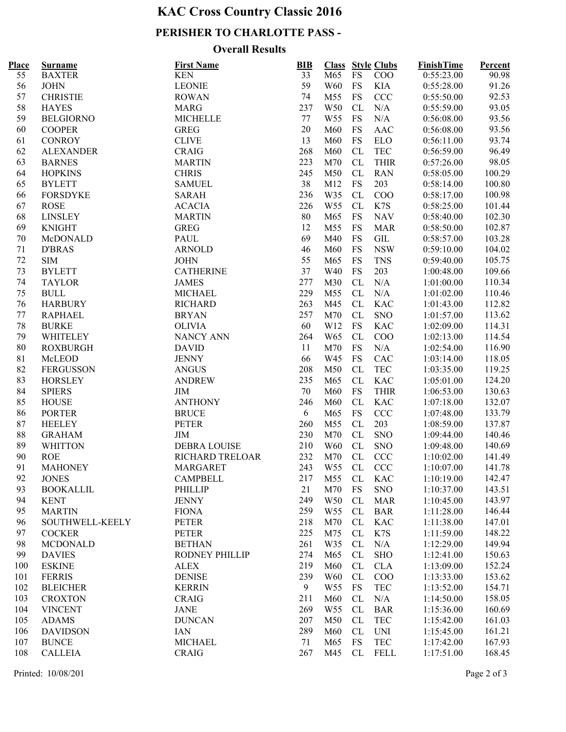# KAC Cross Country Classic 2016

## PERISHER TO CHARLOTTE PASS -

### Overall Results

| Place | Surname | First Name | BIB | Class | Style | Clubs | FinishTime | Percent |
|---|---|---|---|---|---|---|---|---|
| 55 | BAXTER | KEN | 33 | M65 | FS | COO | 0:55:23.00 | 90.98 |
| 56 | JOHN | LEONIE | 59 | W60 | FS | KIA | 0:55:28.00 | 91.26 |
| 57 | CHRISTIE | ROWAN | 74 | M55 | FS | CCC | 0:55:50.00 | 92.53 |
| 58 | HAYES | MARG | 237 | W50 | CL | N/A | 0:55:59.00 | 93.05 |
| 59 | BELGIORNO | MICHELLE | 77 | W55 | FS | N/A | 0:56:08.00 | 93.56 |
| 60 | COOPER | GREG | 20 | M60 | FS | AAC | 0:56:08.00 | 93.56 |
| 61 | CONROY | CLIVE | 13 | M60 | FS | ELO | 0:56:11.00 | 93.74 |
| 62 | ALEXANDER | CRAIG | 268 | M60 | CL | TEC | 0:56:59.00 | 96.49 |
| 63 | BARNES | MARTIN | 223 | M70 | CL | THIR | 0:57:26.00 | 98.05 |
| 64 | HOPKINS | CHRIS | 245 | M50 | CL | RAN | 0:58:05.00 | 100.29 |
| 65 | BYLETT | SAMUEL | 38 | M12 | FS | 203 | 0:58:14.00 | 100.80 |
| 66 | FORSDYKE | SARAH | 236 | W35 | CL | COO | 0:58:17.00 | 100.98 |
| 67 | ROSE | ACACIA | 226 | W55 | CL | K7S | 0:58:25.00 | 101.44 |
| 68 | LINSLEY | MARTIN | 80 | M65 | FS | NAV | 0:58:40.00 | 102.30 |
| 69 | KNIGHT | GREG | 12 | M55 | FS | MAR | 0:58:50.00 | 102.87 |
| 70 | McDONALD | PAUL | 69 | M40 | FS | GIL | 0:58:57.00 | 103.28 |
| 71 | D'BRAS | ARNOLD | 46 | M60 | FS | NSW | 0:59:10.00 | 104.02 |
| 72 | SIM | JOHN | 55 | M65 | FS | TNS | 0:59:40.00 | 105.75 |
| 73 | BYLETT | CATHERINE | 37 | W40 | FS | 203 | 1:00:48.00 | 109.66 |
| 74 | TAYLOR | JAMES | 277 | M30 | CL | N/A | 1:01:00.00 | 110.34 |
| 75 | BULL | MICHAEL | 229 | M55 | CL | N/A | 1:01:02.00 | 110.46 |
| 76 | HARBURY | RICHARD | 263 | M45 | CL | KAC | 1:01:43.00 | 112.82 |
| 77 | RAPHAEL | BRYAN | 257 | M70 | CL | SNO | 1:01:57.00 | 113.62 |
| 78 | BURKE | OLIVIA | 60 | W12 | FS | KAC | 1:02:09.00 | 114.31 |
| 79 | WHITELEY | NANCY ANN | 264 | W65 | CL | COO | 1:02:13.00 | 114.54 |
| 80 | ROXBURGH | DAVID | 11 | M70 | FS | N/A | 1:02:54.00 | 116.90 |
| 81 | McLEOD | JENNY | 66 | W45 | FS | CAC | 1:03:14.00 | 118.05 |
| 82 | FERGUSSON | ANGUS | 208 | M50 | CL | TEC | 1:03:35.00 | 119.25 |
| 83 | HORSLEY | ANDREW | 235 | M65 | CL | KAC | 1:05:01.00 | 124.20 |
| 84 | SPIERS | JIM | 70 | M60 | FS | THIR | 1:06:53.00 | 130.63 |
| 85 | HOUSE | ANTHONY | 246 | M60 | CL | KAC | 1:07:18.00 | 132.07 |
| 86 | PORTER | BRUCE | 6 | M65 | FS | CCC | 1:07:48.00 | 133.79 |
| 87 | HEELEY | PETER | 260 | M55 | CL | 203 | 1:08:59.00 | 137.87 |
| 88 | GRAHAM | JIM | 230 | M70 | CL | SNO | 1:09:44.00 | 140.46 |
| 89 | WHITTON | DEBRA LOUISE | 210 | W60 | CL | SNO | 1:09:48.00 | 140.69 |
| 90 | ROE | RICHARD TRELOAR | 232 | M70 | CL | CCC | 1:10:02.00 | 141.49 |
| 91 | MAHONEY | MARGARET | 243 | W55 | CL | CCC | 1:10:07.00 | 141.78 |
| 92 | JONES | CAMPBELL | 217 | M55 | CL | KAC | 1:10:19.00 | 142.47 |
| 93 | BOOKALLIL | PHILLIP | 21 | M70 | FS | SNO | 1:10:37.00 | 143.51 |
| 94 | KENT | JENNY | 249 | W50 | CL | MAR | 1:10:45.00 | 143.97 |
| 95 | MARTIN | FIONA | 259 | W55 | CL | BAR | 1:11:28.00 | 146.44 |
| 96 | SOUTHWELL-KEELY | PETER | 218 | M70 | CL | KAC | 1:11:38.00 | 147.01 |
| 97 | COCKER | PETER | 225 | M75 | CL | K7S | 1:11:59.00 | 148.22 |
| 98 | MCDONALD | BETHAN | 261 | W35 | CL | N/A | 1:12:29.00 | 149.94 |
| 99 | DAVIES | RODNEY PHILLIP | 274 | M65 | CL | SHO | 1:12:41.00 | 150.63 |
| 100 | ESKINE | ALEX | 219 | M60 | CL | CLA | 1:13:09.00 | 152.24 |
| 101 | FERRIS | DENISE | 239 | W60 | CL | COO | 1:13:33.00 | 153.62 |
| 102 | BLEICHER | KERRIN | 9 | W55 | FS | TEC | 1:13:52.00 | 154.71 |
| 103 | CROXTON | CRAIG | 211 | M60 | CL | N/A | 1:14:50.00 | 158.05 |
| 104 | VINCENT | JANE | 269 | W55 | CL | BAR | 1:15:36.00 | 160.69 |
| 105 | ADAMS | DUNCAN | 207 | M50 | CL | TEC | 1:15:42.00 | 161.03 |
| 106 | DAVIDSON | IAN | 289 | M60 | CL | UNI | 1:15:45.00 | 161.21 |
| 107 | BUNCE | MICHAEL | 71 | M65 | FS | TEC | 1:17:42.00 | 167.93 |
| 108 | CALLEIA | CRAIG | 267 | M45 | CL | FELL | 1:17:51.00 | 168.45 |

Printed: 10/08/201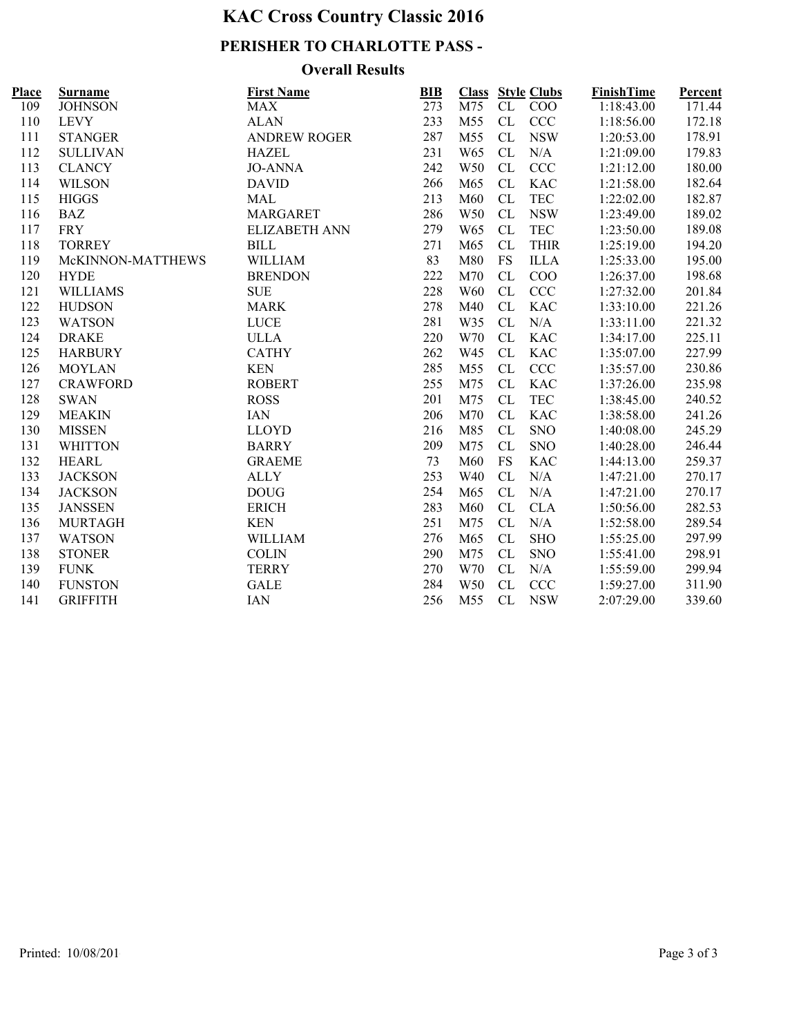# KAC Cross Country Classic 2016

## PERISHER TO CHARLOTTE PASS -

### Overall Results

| Place | Surname | First Name | BIB | Class | Style | Clubs | FinishTime | Percent |
|---|---|---|---|---|---|---|---|---|
| 109 | JOHNSON | MAX | 273 | M75 | CL | COO | 1:18:43.00 | 171.44 |
| 110 | LEVY | ALAN | 233 | M55 | CL | CCC | 1:18:56.00 | 172.18 |
| 111 | STANGER | ANDREW ROGER | 287 | M55 | CL | NSW | 1:20:53.00 | 178.91 |
| 112 | SULLIVAN | HAZEL | 231 | W65 | CL | N/A | 1:21:09.00 | 179.83 |
| 113 | CLANCY | JO-ANNA | 242 | W50 | CL | CCC | 1:21:12.00 | 180.00 |
| 114 | WILSON | DAVID | 266 | M65 | CL | KAC | 1:21:58.00 | 182.64 |
| 115 | HIGGS | MAL | 213 | M60 | CL | TEC | 1:22:02.00 | 182.87 |
| 116 | BAZ | MARGARET | 286 | W50 | CL | NSW | 1:23:49.00 | 189.02 |
| 117 | FRY | ELIZABETH ANN | 279 | W65 | CL | TEC | 1:23:50.00 | 189.08 |
| 118 | TORREY | BILL | 271 | M65 | CL | THIR | 1:25:19.00 | 194.20 |
| 119 | McKINNON-MATTHEWS | WILLIAM | 83 | M80 | FS | ILLA | 1:25:33.00 | 195.00 |
| 120 | HYDE | BRENDON | 222 | M70 | CL | COO | 1:26:37.00 | 198.68 |
| 121 | WILLIAMS | SUE | 228 | W60 | CL | CCC | 1:27:32.00 | 201.84 |
| 122 | HUDSON | MARK | 278 | M40 | CL | KAC | 1:33:10.00 | 221.26 |
| 123 | WATSON | LUCE | 281 | W35 | CL | N/A | 1:33:11.00 | 221.32 |
| 124 | DRAKE | ULLA | 220 | W70 | CL | KAC | 1:34:17.00 | 225.11 |
| 125 | HARBURY | CATHY | 262 | W45 | CL | KAC | 1:35:07.00 | 227.99 |
| 126 | MOYLAN | KEN | 285 | M55 | CL | CCC | 1:35:57.00 | 230.86 |
| 127 | CRAWFORD | ROBERT | 255 | M75 | CL | KAC | 1:37:26.00 | 235.98 |
| 128 | SWAN | ROSS | 201 | M75 | CL | TEC | 1:38:45.00 | 240.52 |
| 129 | MEAKIN | IAN | 206 | M70 | CL | KAC | 1:38:58.00 | 241.26 |
| 130 | MISSEN | LLOYD | 216 | M85 | CL | SNO | 1:40:08.00 | 245.29 |
| 131 | WHITTON | BARRY | 209 | M75 | CL | SNO | 1:40:28.00 | 246.44 |
| 132 | HEARL | GRAEME | 73 | M60 | FS | KAC | 1:44:13.00 | 259.37 |
| 133 | JACKSON | ALLY | 253 | W40 | CL | N/A | 1:47:21.00 | 270.17 |
| 134 | JACKSON | DOUG | 254 | M65 | CL | N/A | 1:47:21.00 | 270.17 |
| 135 | JANSSEN | ERICH | 283 | M60 | CL | CLA | 1:50:56.00 | 282.53 |
| 136 | MURTAGH | KEN | 251 | M75 | CL | N/A | 1:52:58.00 | 289.54 |
| 137 | WATSON | WILLIAM | 276 | M65 | CL | SHO | 1:55:25.00 | 297.99 |
| 138 | STONER | COLIN | 290 | M75 | CL | SNO | 1:55:41.00 | 298.91 |
| 139 | FUNK | TERRY | 270 | W70 | CL | N/A | 1:55:59.00 | 299.94 |
| 140 | FUNSTON | GALE | 284 | W50 | CL | CCC | 1:59:27.00 | 311.90 |
| 141 | GRIFFITH | IAN | 256 | M55 | CL | NSW | 2:07:29.00 | 339.60 |

Printed: 10/08/201